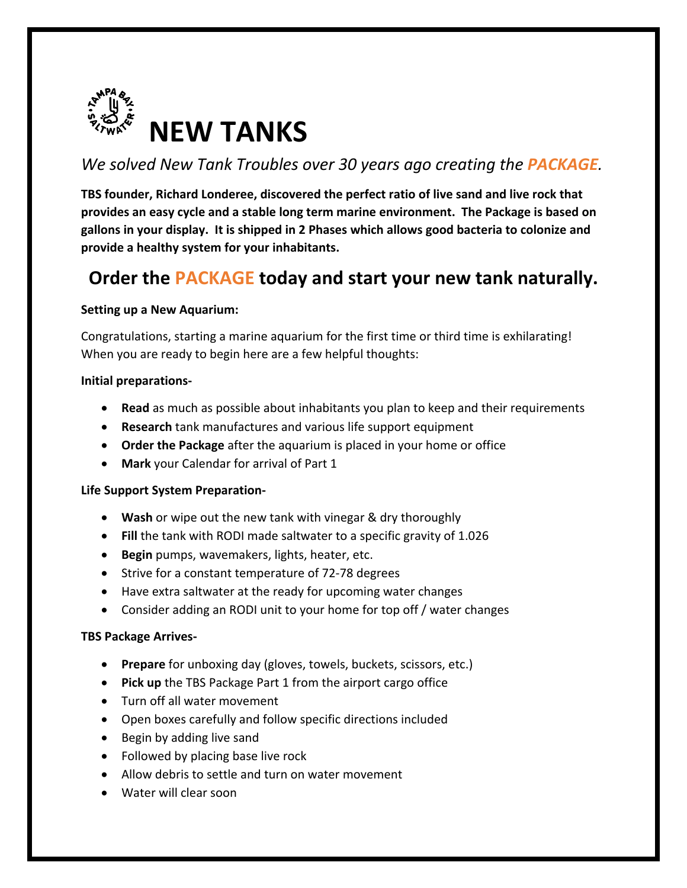# NEW TANKS

*We solved New Tank Troubles over 30 years ago creating the **PACKAGE**.*

**TBS founder, Richard Londeree, discovered the perfect ratio of live sand and live rock that provides an easy cycle and a stable long term marine environment. The Package is based on gallons in your display. It is shipped in 2 Phases which allows good bacteria to colonize and provide a healthy system for your inhabitants.**

## Order the PACKAGE today and start your new tank naturally.

**Setting up a New Aquarium:**

Congratulations, starting a marine aquarium for the first time or third time is exhilarating! When you are ready to begin here are a few helpful thoughts:

**Initial preparations-**

- **Read** as much as possible about inhabitants you plan to keep and their requirements
- **Research** tank manufactures and various life support equipment
- **Order the Package** after the aquarium is placed in your home or office
- **Mark** your Calendar for arrival of Part 1

**Life Support System Preparation-**

- **Wash** or wipe out the new tank with vinegar & dry thoroughly
- **Fill** the tank with RODI made saltwater to a specific gravity of 1.026
- **Begin** pumps, wavemakers, lights, heater, etc.
- Strive for a constant temperature of 72-78 degrees
- Have extra saltwater at the ready for upcoming water changes
- Consider adding an RODI unit to your home for top off / water changes

**TBS Package Arrives-**

- **Prepare** for unboxing day (gloves, towels, buckets, scissors, etc.)
- **Pick up** the TBS Package Part 1 from the airport cargo office
- Turn off all water movement
- Open boxes carefully and follow specific directions included
- Begin by adding live sand
- Followed by placing base live rock
- Allow debris to settle and turn on water movement
- Water will clear soon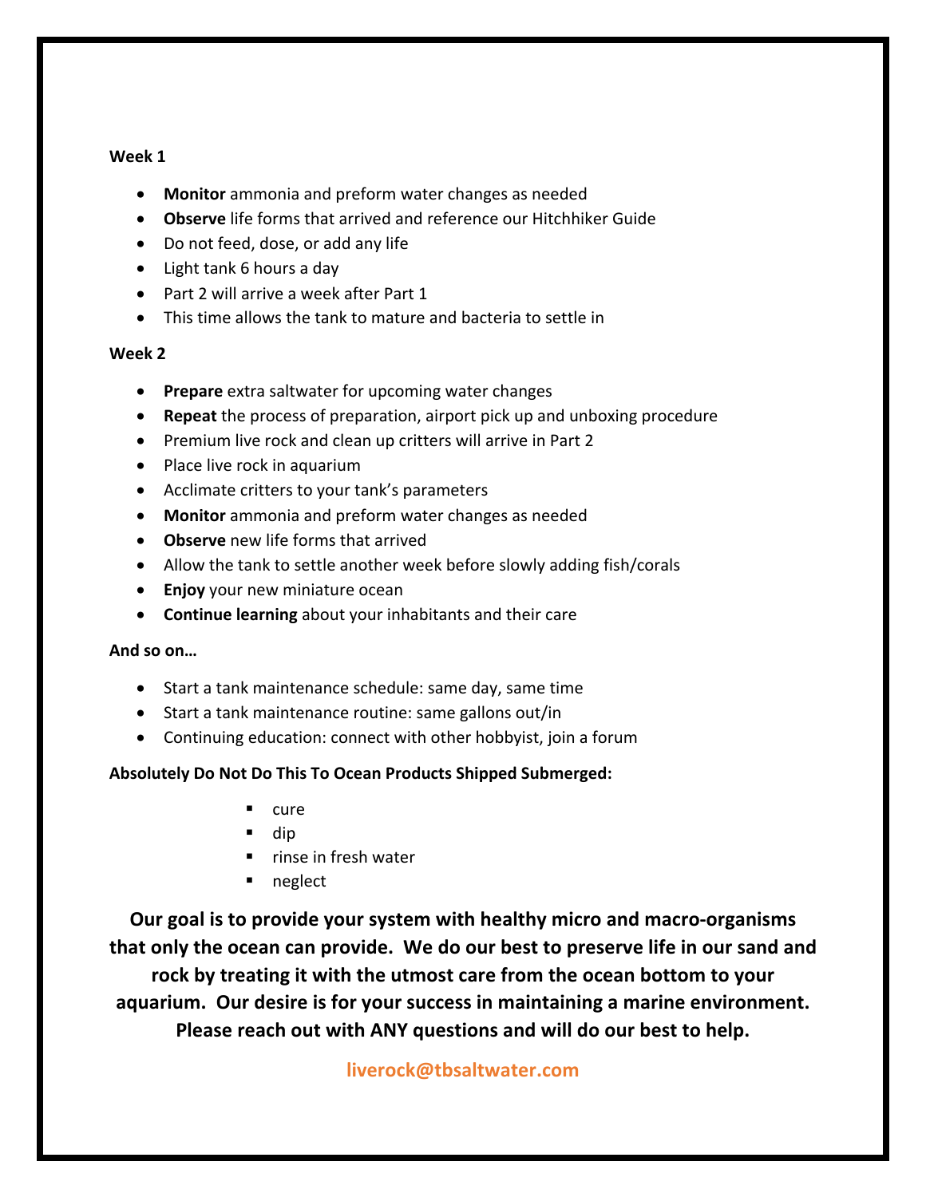**Week 1**

- **Monitor** ammonia and preform water changes as needed
- **Observe** life forms that arrived and reference our Hitchhiker Guide
- Do not feed, dose, or add any life
- Light tank 6 hours a day
- Part 2 will arrive a week after Part 1
- This time allows the tank to mature and bacteria to settle in

**Week 2**

- **Prepare** extra saltwater for upcoming water changes
- **Repeat** the process of preparation, airport pick up and unboxing procedure
- Premium live rock and clean up critters will arrive in Part 2
- Place live rock in aquarium
- Acclimate critters to your tank's parameters
- **Monitor** ammonia and preform water changes as needed
- **Observe** new life forms that arrived
- Allow the tank to settle another week before slowly adding fish/corals
- **Enjoy** your new miniature ocean
- **Continue learning** about your inhabitants and their care

**And so on…**

- Start a tank maintenance schedule: same day, same time
- Start a tank maintenance routine: same gallons out/in
- Continuing education: connect with other hobbyist, join a forum

**Absolutely Do Not Do This To Ocean Products Shipped Submerged:**

- cure
- dip
- rinse in fresh water
- neglect

**Our goal is to provide your system with healthy micro and macro-organisms that only the ocean can provide. We do our best to preserve life in our sand and rock by treating it with the utmost care from the ocean bottom to your aquarium. Our desire is for your success in maintaining a marine environment. Please reach out with ANY questions and will do our best to help.**

**liverock@tbsaltwater.com**